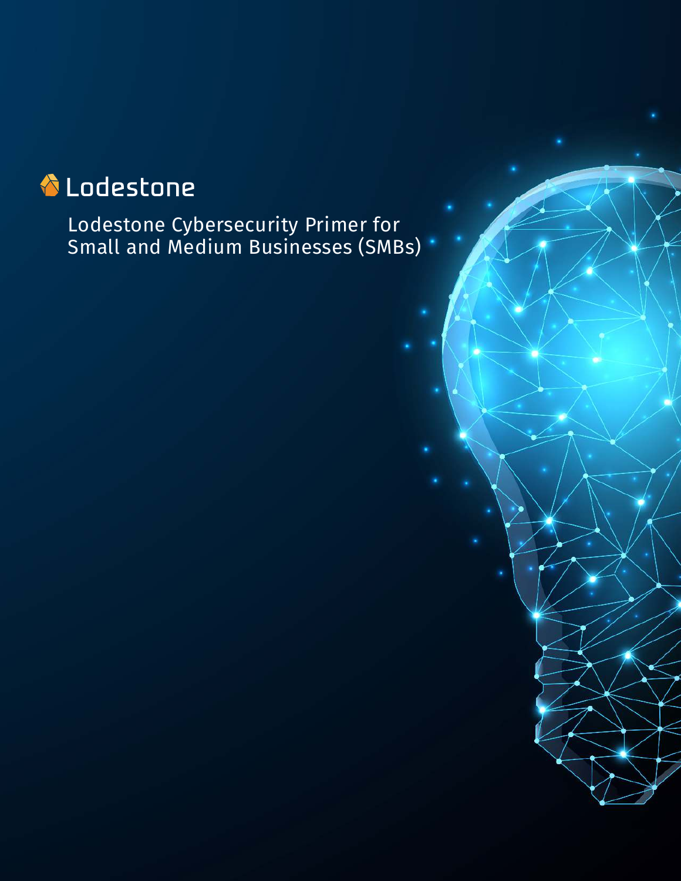Lodestone

# Lodestone Cybersecurity Primer for Small and Medium Businesses (SMBs)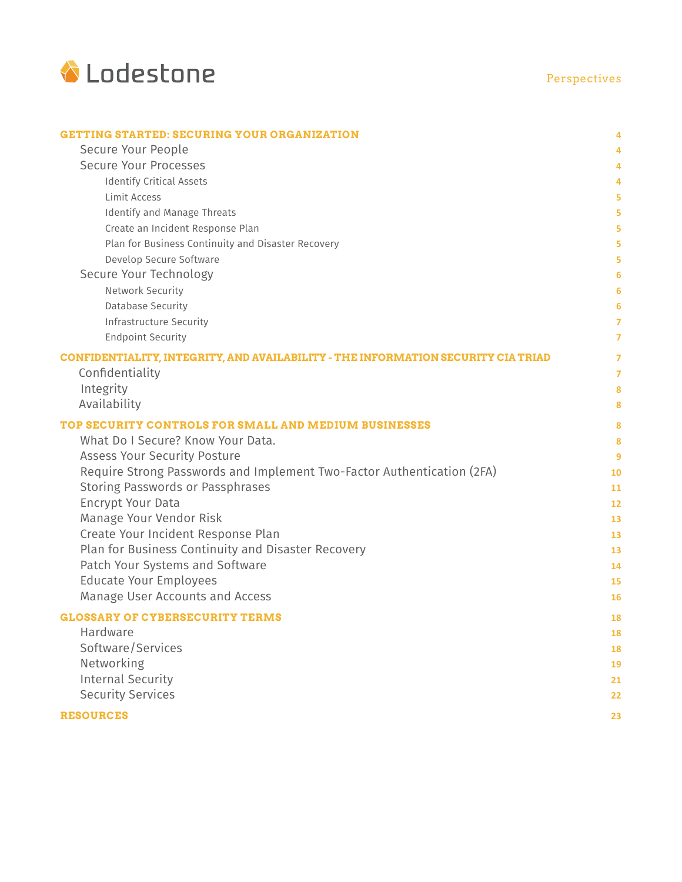| | |
|---|---|
| **GETTING STARTED: SECURING YOUR ORGANIZATION** | **4** |
| Secure Your People | 4 |
| Secure Your Processes | 4 |
| Identify Critical Assets | 4 |
| Limit Access | 5 |
| Identify and Manage Threats | 5 |
| Create an Incident Response Plan | 5 |
| Plan for Business Continuity and Disaster Recovery | 5 |
| Develop Secure Software | 5 |
| Secure Your Technology | 6 |
| Network Security | 6 |
| Database Security | 6 |
| Infrastructure Security | 7 |
| Endpoint Security | 7 |
| **CONFIDENTIALITY, INTEGRITY, AND AVAILABILITY - THE INFORMATION SECURITY CIA TRIAD** | **7** |
| Confidentiality | 7 |
| Integrity | 8 |
| Availability | 8 |
| **TOP SECURITY CONTROLS FOR SMALL AND MEDIUM BUSINESSES** | **8** |
| What Do I Secure? Know Your Data. | 8 |
| Assess Your Security Posture | 9 |
| Require Strong Passwords and Implement Two-Factor Authentication (2FA) | 10 |
| Storing Passwords or Passphrases | 11 |
| Encrypt Your Data | 12 |
| Manage Your Vendor Risk | 13 |
| Create Your Incident Response Plan | 13 |
| Plan for Business Continuity and Disaster Recovery | 13 |
| Patch Your Systems and Software | 14 |
| Educate Your Employees | 15 |
| Manage User Accounts and Access | 16 |
| **GLOSSARY OF CYBERSECURITY TERMS** | **18** |
| Hardware | 18 |
| Software/Services | 18 |
| Networking | 19 |
| Internal Security | 21 |
| Security Services | 22 |
| **RESOURCES** | **23** |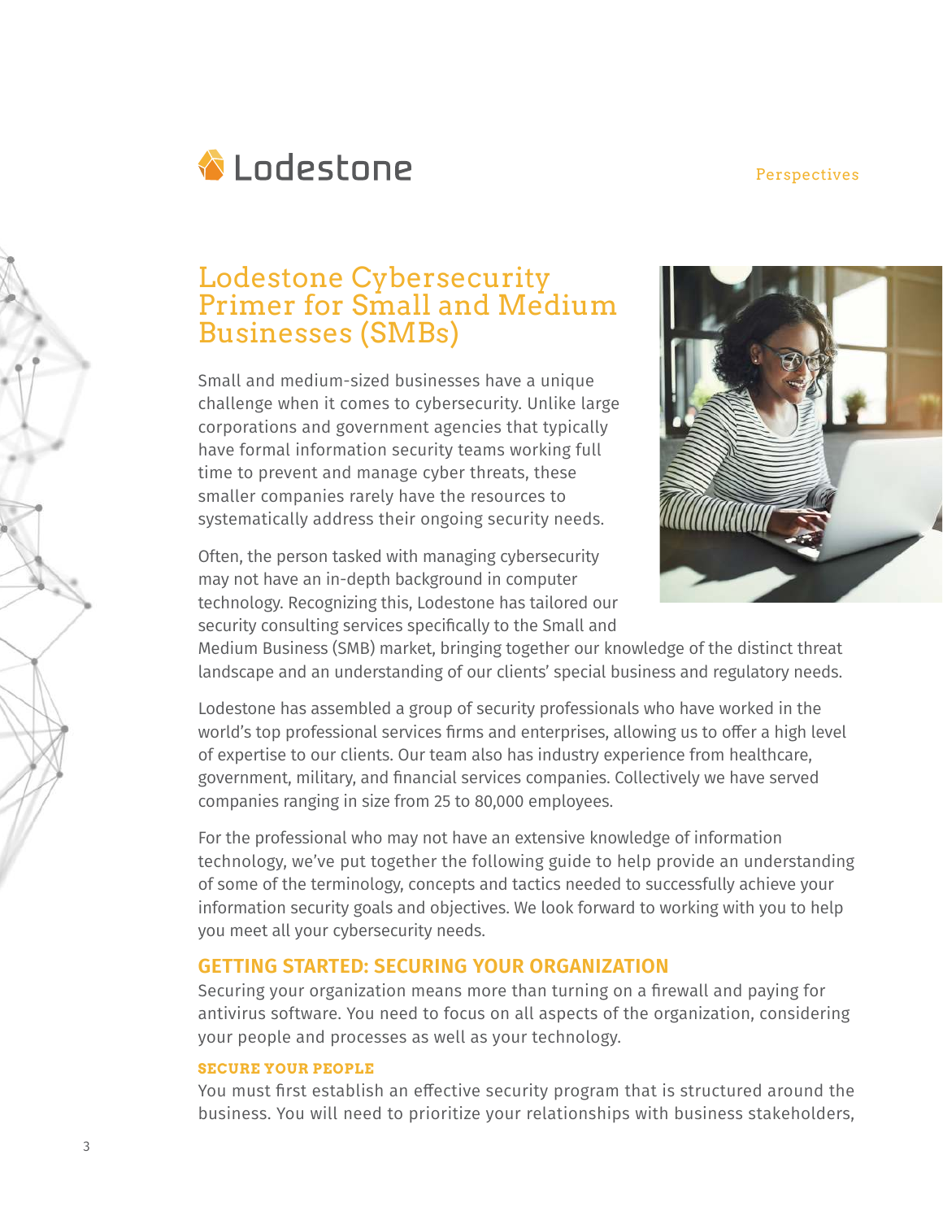# Lodestone Cybersecurity Primer for Small and Medium Businesses (SMBs)

Small and medium-sized businesses have a unique challenge when it comes to cybersecurity. Unlike large corporations and government agencies that typically have formal information security teams working full time to prevent and manage cyber threats, these smaller companies rarely have the resources to systematically address their ongoing security needs.

Often, the person tasked with managing cybersecurity may not have an in-depth background in computer technology. Recognizing this, Lodestone has tailored our security consulting services specifically to the Small and Medium Business (SMB) market, bringing together our knowledge of the distinct threat landscape and an understanding of our clients' special business and regulatory needs.

Lodestone has assembled a group of security professionals who have worked in the world's top professional services firms and enterprises, allowing us to offer a high level of expertise to our clients. Our team also has industry experience from healthcare, government, military, and financial services companies. Collectively we have served companies ranging in size from 25 to 80,000 employees.

For the professional who may not have an extensive knowledge of information technology, we've put together the following guide to help provide an understanding of some of the terminology, concepts and tactics needed to successfully achieve your information security goals and objectives. We look forward to working with you to help you meet all your cybersecurity needs.

## GETTING STARTED: SECURING YOUR ORGANIZATION

Securing your organization means more than turning on a firewall and paying for antivirus software. You need to focus on all aspects of the organization, considering your people and processes as well as your technology.

### SECURE YOUR PEOPLE

You must first establish an effective security program that is structured around the business. You will need to prioritize your relationships with business stakeholders,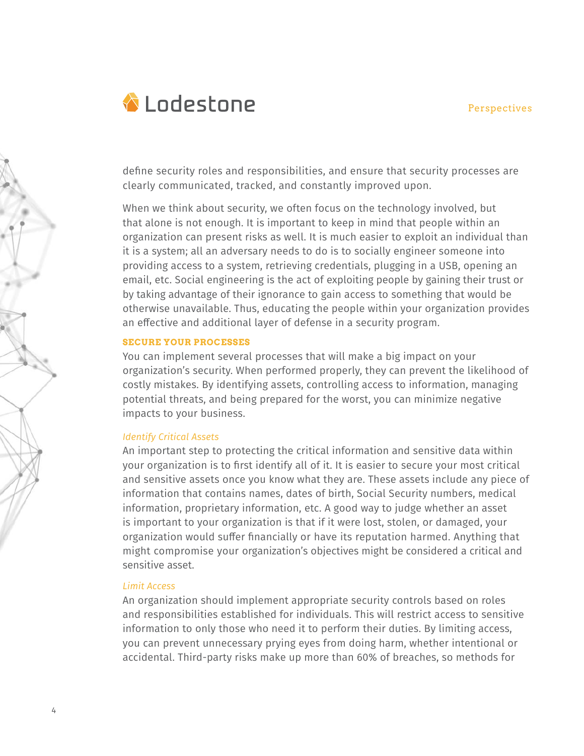define security roles and responsibilities, and ensure that security processes are clearly communicated, tracked, and constantly improved upon.

When we think about security, we often focus on the technology involved, but that alone is not enough. It is important to keep in mind that people within an organization can present risks as well. It is much easier to exploit an individual than it is a system; all an adversary needs to do is to socially engineer someone into providing access to a system, retrieving credentials, plugging in a USB, opening an email, etc. Social engineering is the act of exploiting people by gaining their trust or by taking advantage of their ignorance to gain access to something that would be otherwise unavailable. Thus, educating the people within your organization provides an effective and additional layer of defense in a security program.

## SECURE YOUR PROCESSES

You can implement several processes that will make a big impact on your organization's security. When performed properly, they can prevent the likelihood of costly mistakes. By identifying assets, controlling access to information, managing potential threats, and being prepared for the worst, you can minimize negative impacts to your business.

### *Identify Critical Assets*

An important step to protecting the critical information and sensitive data within your organization is to first identify all of it. It is easier to secure your most critical and sensitive assets once you know what they are. These assets include any piece of information that contains names, dates of birth, Social Security numbers, medical information, proprietary information, etc. A good way to judge whether an asset is important to your organization is that if it were lost, stolen, or damaged, your organization would suffer financially or have its reputation harmed. Anything that might compromise your organization's objectives might be considered a critical and sensitive asset.

### *Limit Access*

An organization should implement appropriate security controls based on roles and responsibilities established for individuals. This will restrict access to sensitive information to only those who need it to perform their duties. By limiting access, you can prevent unnecessary prying eyes from doing harm, whether intentional or accidental. Third-party risks make up more than 60% of breaches, so methods for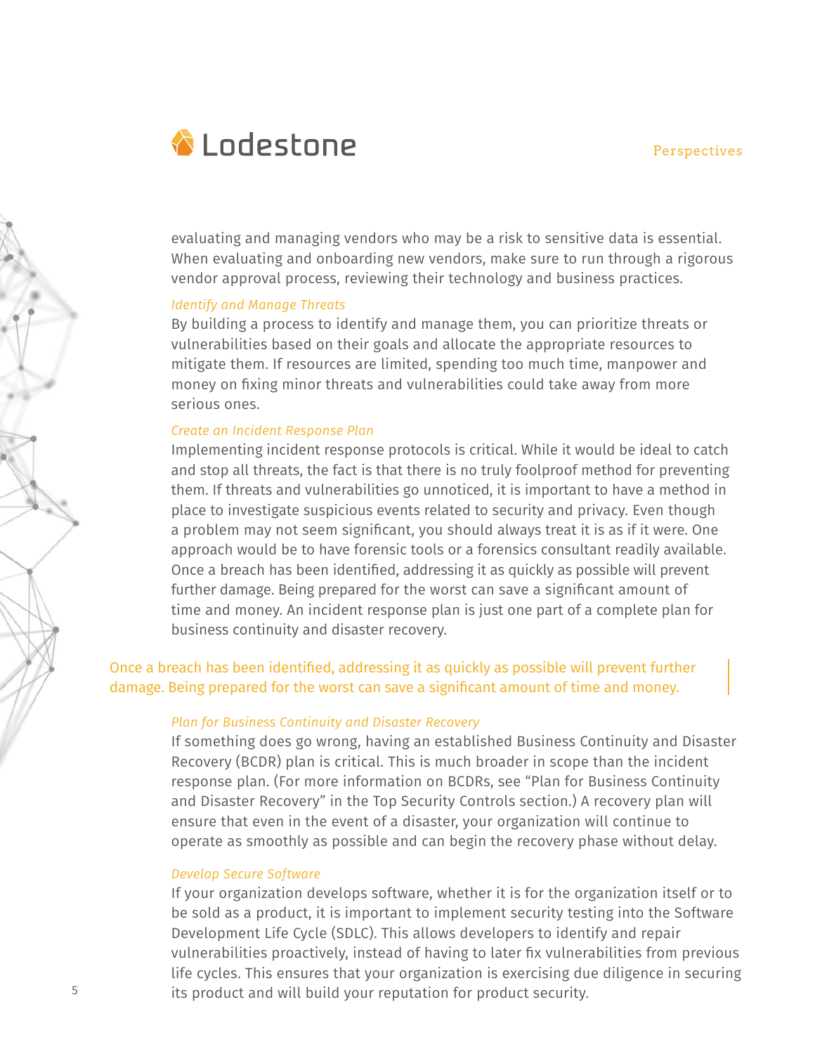evaluating and managing vendors who may be a risk to sensitive data is essential. When evaluating and onboarding new vendors, make sure to run through a rigorous vendor approval process, reviewing their technology and business practices.

*Identify and Manage Threats*

By building a process to identify and manage them, you can prioritize threats or vulnerabilities based on their goals and allocate the appropriate resources to mitigate them. If resources are limited, spending too much time, manpower and money on fixing minor threats and vulnerabilities could take away from more serious ones.

*Create an Incident Response Plan*

Implementing incident response protocols is critical. While it would be ideal to catch and stop all threats, the fact is that there is no truly foolproof method for preventing them. If threats and vulnerabilities go unnoticed, it is important to have a method in place to investigate suspicious events related to security and privacy. Even though a problem may not seem significant, you should always treat it is as if it were. One approach would be to have forensic tools or a forensics consultant readily available. Once a breach has been identified, addressing it as quickly as possible will prevent further damage. Being prepared for the worst can save a significant amount of time and money. An incident response plan is just one part of a complete plan for business continuity and disaster recovery.

> Once a breach has been identified, addressing it as quickly as possible will prevent further damage. Being prepared for the worst can save a significant amount of time and money.

*Plan for Business Continuity and Disaster Recovery*

If something does go wrong, having an established Business Continuity and Disaster Recovery (BCDR) plan is critical. This is much broader in scope than the incident response plan. (For more information on BCDRs, see "Plan for Business Continuity and Disaster Recovery" in the Top Security Controls section.) A recovery plan will ensure that even in the event of a disaster, your organization will continue to operate as smoothly as possible and can begin the recovery phase without delay.

*Develop Secure Software*

If your organization develops software, whether it is for the organization itself or to be sold as a product, it is important to implement security testing into the Software Development Life Cycle (SDLC). This allows developers to identify and repair vulnerabilities proactively, instead of having to later fix vulnerabilities from previous life cycles. This ensures that your organization is exercising due diligence in securing its product and will build your reputation for product security.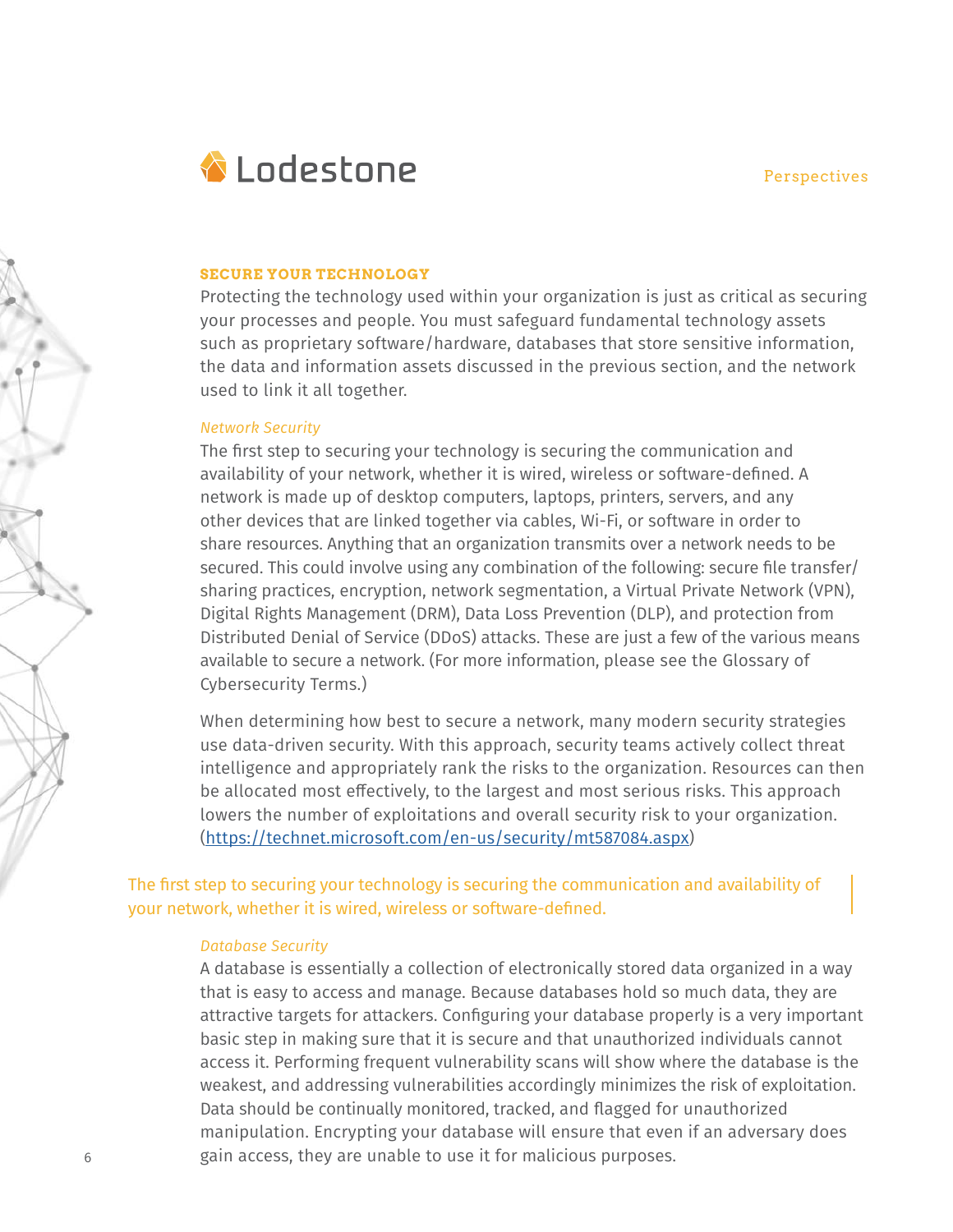## SECURE YOUR TECHNOLOGY

Protecting the technology used within your organization is just as critical as securing your processes and people. You must safeguard fundamental technology assets such as proprietary software/hardware, databases that store sensitive information, the data and information assets discussed in the previous section, and the network used to link it all together.

### *Network Security*

The first step to securing your technology is securing the communication and availability of your network, whether it is wired, wireless or software-defined. A network is made up of desktop computers, laptops, printers, servers, and any other devices that are linked together via cables, Wi-Fi, or software in order to share resources. Anything that an organization transmits over a network needs to be secured. This could involve using any combination of the following: secure file transfer/sharing practices, encryption, network segmentation, a Virtual Private Network (VPN), Digital Rights Management (DRM), Data Loss Prevention (DLP), and protection from Distributed Denial of Service (DDoS) attacks. These are just a few of the various means available to secure a network. (For more information, please see the Glossary of Cybersecurity Terms.)

When determining how best to secure a network, many modern security strategies use data-driven security. With this approach, security teams actively collect threat intelligence and appropriately rank the risks to the organization. Resources can then be allocated most effectively, to the largest and most serious risks. This approach lowers the number of exploitations and overall security risk to your organization. (https://technet.microsoft.com/en-us/security/mt587084.aspx)

> The first step to securing your technology is securing the communication and availability of your network, whether it is wired, wireless or software-defined.

### *Database Security*

A database is essentially a collection of electronically stored data organized in a way that is easy to access and manage. Because databases hold so much data, they are attractive targets for attackers. Configuring your database properly is a very important basic step in making sure that it is secure and that unauthorized individuals cannot access it. Performing frequent vulnerability scans will show where the database is the weakest, and addressing vulnerabilities accordingly minimizes the risk of exploitation. Data should be continually monitored, tracked, and flagged for unauthorized manipulation. Encrypting your database will ensure that even if an adversary does gain access, they are unable to use it for malicious purposes.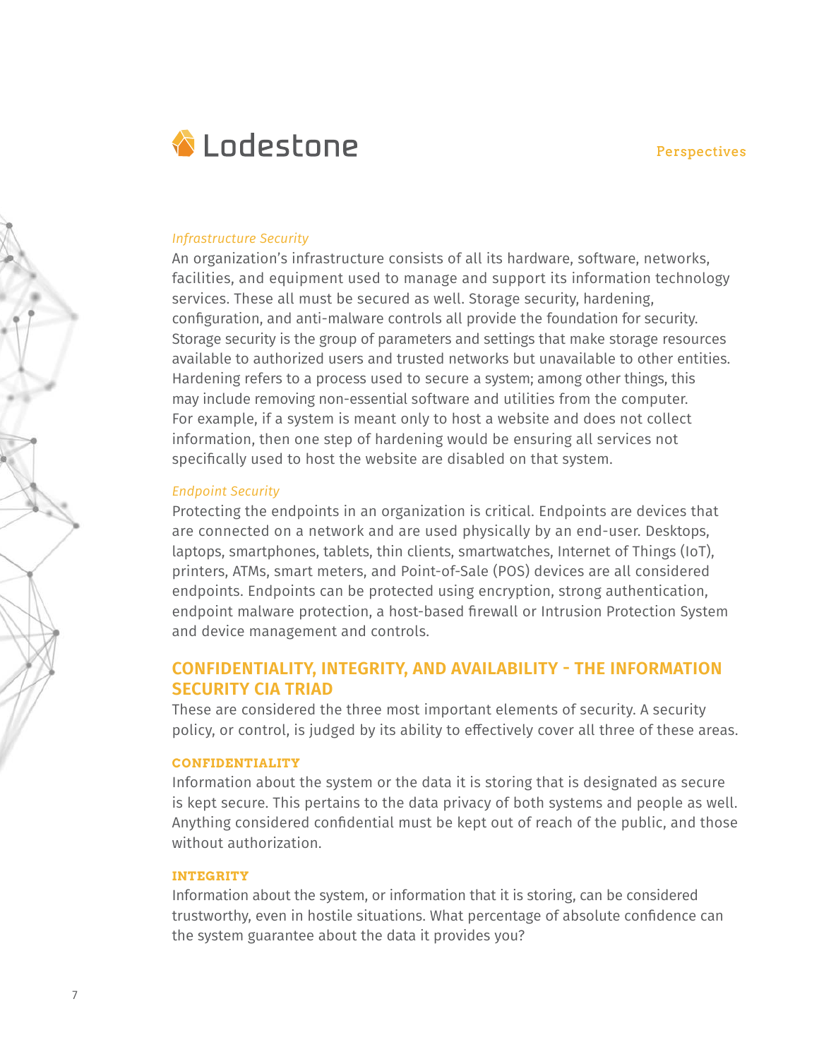*Infrastructure Security*

An organization's infrastructure consists of all its hardware, software, networks, facilities, and equipment used to manage and support its information technology services. These all must be secured as well. Storage security, hardening, configuration, and anti-malware controls all provide the foundation for security. Storage security is the group of parameters and settings that make storage resources available to authorized users and trusted networks but unavailable to other entities. Hardening refers to a process used to secure a system; among other things, this may include removing non-essential software and utilities from the computer. For example, if a system is meant only to host a website and does not collect information, then one step of hardening would be ensuring all services not specifically used to host the website are disabled on that system.

*Endpoint Security*

Protecting the endpoints in an organization is critical. Endpoints are devices that are connected on a network and are used physically by an end-user. Desktops, laptops, smartphones, tablets, thin clients, smartwatches, Internet of Things (IoT), printers, ATMs, smart meters, and Point-of-Sale (POS) devices are all considered endpoints. Endpoints can be protected using encryption, strong authentication, endpoint malware protection, a host-based firewall or Intrusion Protection System and device management and controls.

## CONFIDENTIALITY, INTEGRITY, AND AVAILABILITY - THE INFORMATION SECURITY CIA TRIAD

These are considered the three most important elements of security. A security policy, or control, is judged by its ability to effectively cover all three of these areas.

### CONFIDENTIALITY

Information about the system or the data it is storing that is designated as secure is kept secure. This pertains to the data privacy of both systems and people as well. Anything considered confidential must be kept out of reach of the public, and those without authorization.

### INTEGRITY

Information about the system, or information that it is storing, can be considered trustworthy, even in hostile situations. What percentage of absolute confidence can the system guarantee about the data it provides you?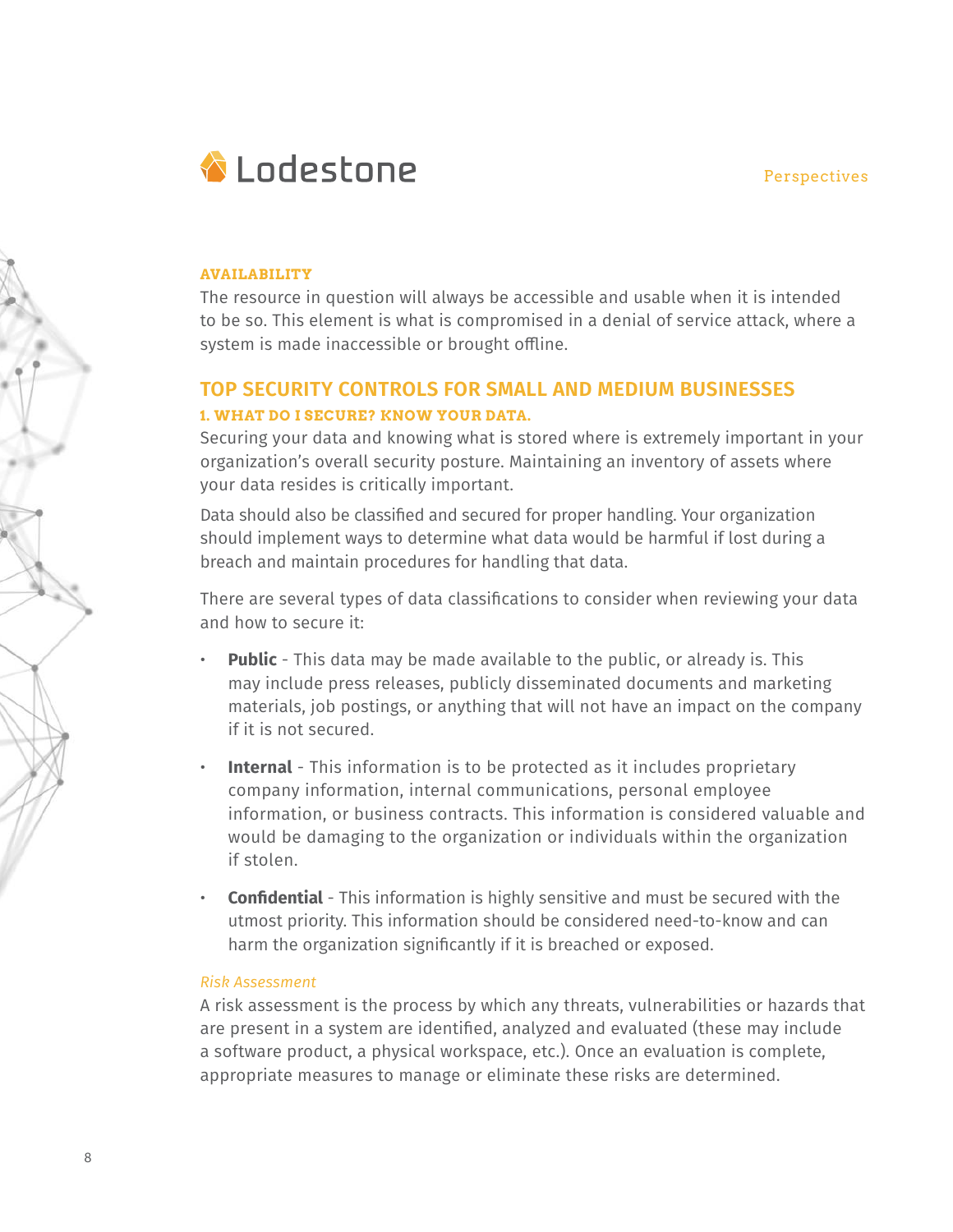### AVAILABILITY

The resource in question will always be accessible and usable when it is intended to be so. This element is what is compromised in a denial of service attack, where a system is made inaccessible or brought offline.

## TOP SECURITY CONTROLS FOR SMALL AND MEDIUM BUSINESSES

### 1. WHAT DO I SECURE? KNOW YOUR DATA.

Securing your data and knowing what is stored where is extremely important in your organization's overall security posture. Maintaining an inventory of assets where your data resides is critically important.

Data should also be classified and secured for proper handling. Your organization should implement ways to determine what data would be harmful if lost during a breach and maintain procedures for handling that data.

There are several types of data classifications to consider when reviewing your data and how to secure it:

- **Public** - This data may be made available to the public, or already is. This may include press releases, publicly disseminated documents and marketing materials, job postings, or anything that will not have an impact on the company if it is not secured.
- **Internal** - This information is to be protected as it includes proprietary company information, internal communications, personal employee information, or business contracts. This information is considered valuable and would be damaging to the organization or individuals within the organization if stolen.
- **Confidential** - This information is highly sensitive and must be secured with the utmost priority. This information should be considered need-to-know and can harm the organization significantly if it is breached or exposed.

*Risk Assessment*

A risk assessment is the process by which any threats, vulnerabilities or hazards that are present in a system are identified, analyzed and evaluated (these may include a software product, a physical workspace, etc.). Once an evaluation is complete, appropriate measures to manage or eliminate these risks are determined.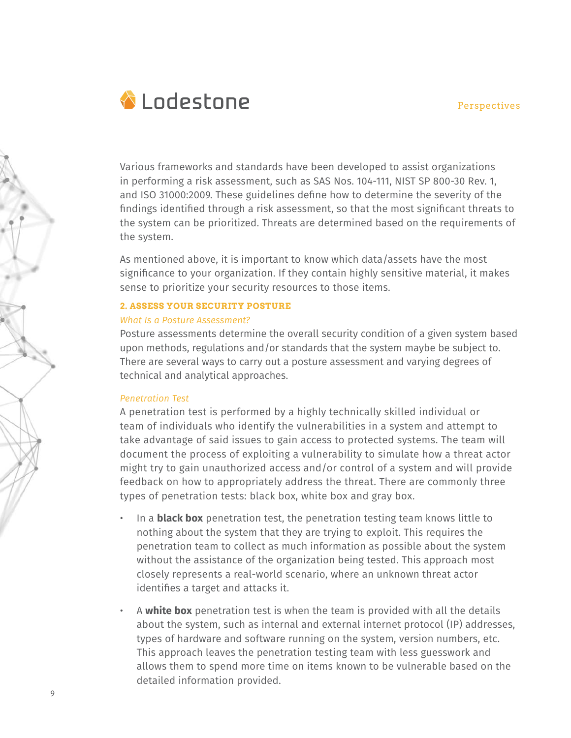Various frameworks and standards have been developed to assist organizations in performing a risk assessment, such as SAS Nos. 104-111, NIST SP 800-30 Rev. 1, and ISO 31000:2009. These guidelines define how to determine the severity of the findings identified through a risk assessment, so that the most significant threats to the system can be prioritized. Threats are determined based on the requirements of the system.

As mentioned above, it is important to know which data/assets have the most significance to your organization. If they contain highly sensitive material, it makes sense to prioritize your security resources to those items.

## 2. ASSESS YOUR SECURITY POSTURE

*What Is a Posture Assessment?*

Posture assessments determine the overall security condition of a given system based upon methods, regulations and/or standards that the system maybe be subject to. There are several ways to carry out a posture assessment and varying degrees of technical and analytical approaches.

*Penetration Test*

A penetration test is performed by a highly technically skilled individual or team of individuals who identify the vulnerabilities in a system and attempt to take advantage of said issues to gain access to protected systems. The team will document the process of exploiting a vulnerability to simulate how a threat actor might try to gain unauthorized access and/or control of a system and will provide feedback on how to appropriately address the threat. There are commonly three types of penetration tests: black box, white box and gray box.

- In a **black box** penetration test, the penetration testing team knows little to nothing about the system that they are trying to exploit. This requires the penetration team to collect as much information as possible about the system without the assistance of the organization being tested. This approach most closely represents a real-world scenario, where an unknown threat actor identifies a target and attacks it.
- A **white box** penetration test is when the team is provided with all the details about the system, such as internal and external internet protocol (IP) addresses, types of hardware and software running on the system, version numbers, etc. This approach leaves the penetration testing team with less guesswork and allows them to spend more time on items known to be vulnerable based on the detailed information provided.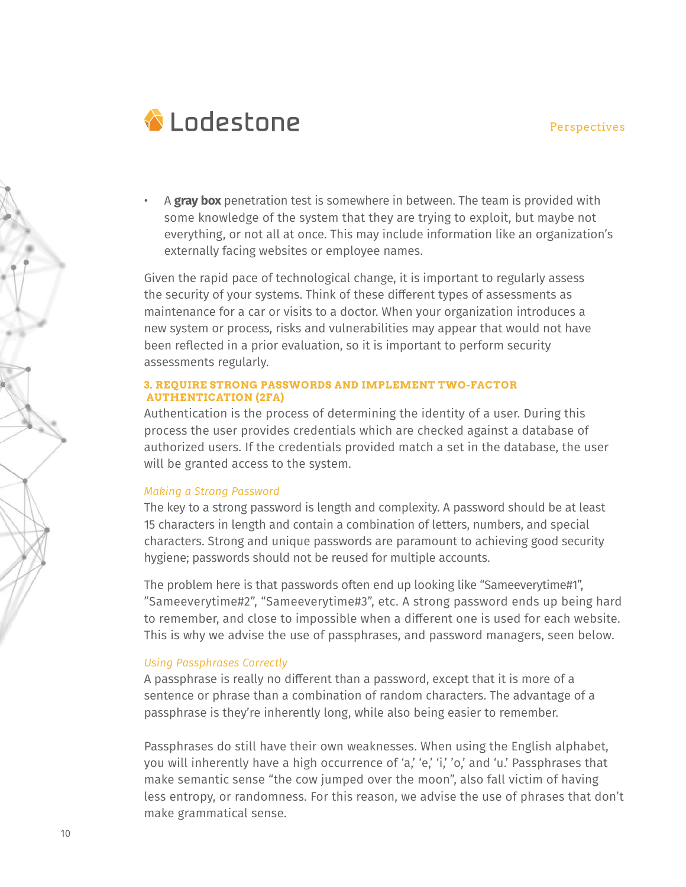- A **gray box** penetration test is somewhere in between. The team is provided with some knowledge of the system that they are trying to exploit, but maybe not everything, or not all at once. This may include information like an organization's externally facing websites or employee names.

Given the rapid pace of technological change, it is important to regularly assess the security of your systems. Think of these different types of assessments as maintenance for a car or visits to a doctor. When your organization introduces a new system or process, risks and vulnerabilities may appear that would not have been reflected in a prior evaluation, so it is important to perform security assessments regularly.

### 3. REQUIRE STRONG PASSWORDS AND IMPLEMENT TWO-FACTOR AUTHENTICATION (2FA)

Authentication is the process of determining the identity of a user. During this process the user provides credentials which are checked against a database of authorized users. If the credentials provided match a set in the database, the user will be granted access to the system.

#### *Making a Strong Password*

The key to a strong password is length and complexity. A password should be at least 15 characters in length and contain a combination of letters, numbers, and special characters. Strong and unique passwords are paramount to achieving good security hygiene; passwords should not be reused for multiple accounts.

The problem here is that passwords often end up looking like "Sameeverytime#1", "Sameeverytime#2", "Sameeverytime#3", etc. A strong password ends up being hard to remember, and close to impossible when a different one is used for each website. This is why we advise the use of passphrases, and password managers, seen below.

#### *Using Passphrases Correctly*

A passphrase is really no different than a password, except that it is more of a sentence or phrase than a combination of random characters. The advantage of a passphrase is they're inherently long, while also being easier to remember.

Passphrases do still have their own weaknesses. When using the English alphabet, you will inherently have a high occurrence of 'a,' 'e,' 'i,' 'o,' and 'u.' Passphrases that make semantic sense "the cow jumped over the moon", also fall victim of having less entropy, or randomness. For this reason, we advise the use of phrases that don't make grammatical sense.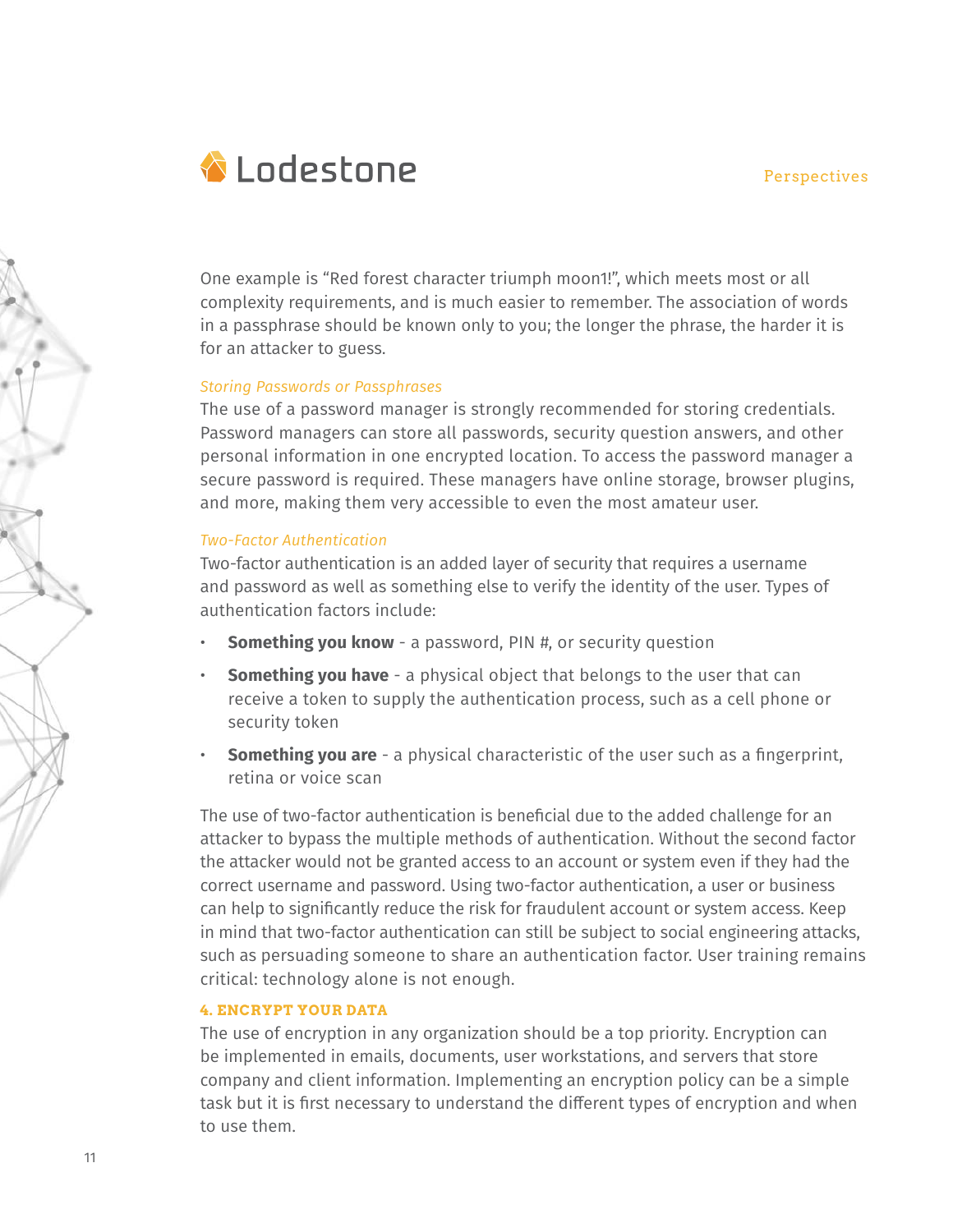One example is "Red forest character triumph moon1!", which meets most or all complexity requirements, and is much easier to remember. The association of words in a passphrase should be known only to you; the longer the phrase, the harder it is for an attacker to guess.

*Storing Passwords or Passphrases*

The use of a password manager is strongly recommended for storing credentials. Password managers can store all passwords, security question answers, and other personal information in one encrypted location. To access the password manager a secure password is required. These managers have online storage, browser plugins, and more, making them very accessible to even the most amateur user.

*Two-Factor Authentication*

Two-factor authentication is an added layer of security that requires a username and password as well as something else to verify the identity of the user. Types of authentication factors include:

- **Something you know** - a password, PIN #, or security question
- **Something you have** - a physical object that belongs to the user that can receive a token to supply the authentication process, such as a cell phone or security token
- **Something you are** - a physical characteristic of the user such as a fingerprint, retina or voice scan

The use of two-factor authentication is beneficial due to the added challenge for an attacker to bypass the multiple methods of authentication. Without the second factor the attacker would not be granted access to an account or system even if they had the correct username and password. Using two-factor authentication, a user or business can help to significantly reduce the risk for fraudulent account or system access. Keep in mind that two-factor authentication can still be subject to social engineering attacks, such as persuading someone to share an authentication factor. User training remains critical: technology alone is not enough.

### 4. ENCRYPT YOUR DATA

The use of encryption in any organization should be a top priority. Encryption can be implemented in emails, documents, user workstations, and servers that store company and client information. Implementing an encryption policy can be a simple task but it is first necessary to understand the different types of encryption and when to use them.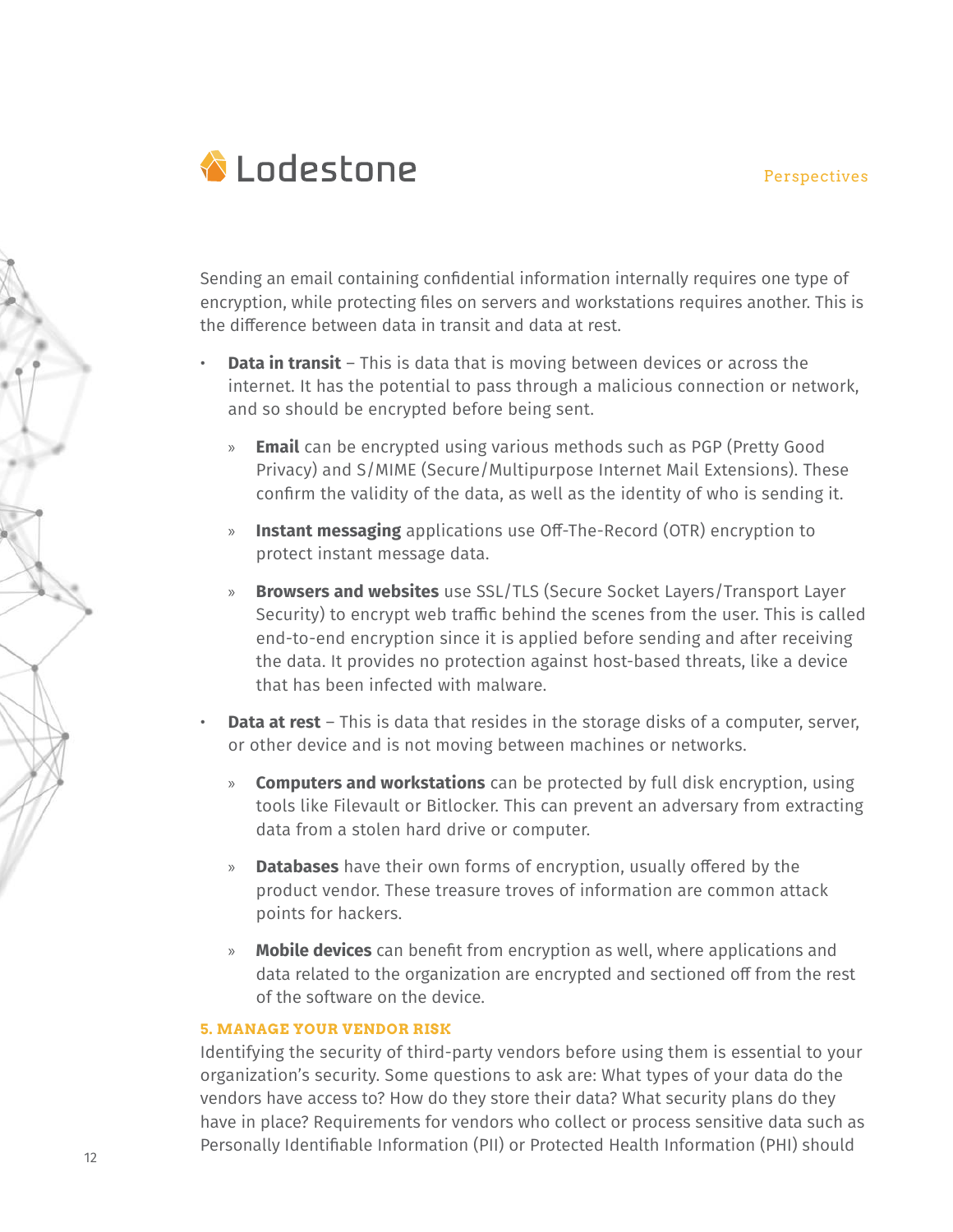Sending an email containing confidential information internally requires one type of encryption, while protecting files on servers and workstations requires another. This is the difference between data in transit and data at rest.

- **Data in transit** – This is data that is moving between devices or across the internet. It has the potential to pass through a malicious connection or network, and so should be encrypted before being sent.
  - **Email** can be encrypted using various methods such as PGP (Pretty Good Privacy) and S/MIME (Secure/Multipurpose Internet Mail Extensions). These confirm the validity of the data, as well as the identity of who is sending it.
  - **Instant messaging** applications use Off-The-Record (OTR) encryption to protect instant message data.
  - **Browsers and websites** use SSL/TLS (Secure Socket Layers/Transport Layer Security) to encrypt web traffic behind the scenes from the user. This is called end-to-end encryption since it is applied before sending and after receiving the data. It provides no protection against host-based threats, like a device that has been infected with malware.
- **Data at rest** – This is data that resides in the storage disks of a computer, server, or other device and is not moving between machines or networks.
  - **Computers and workstations** can be protected by full disk encryption, using tools like Filevault or Bitlocker. This can prevent an adversary from extracting data from a stolen hard drive or computer.
  - **Databases** have their own forms of encryption, usually offered by the product vendor. These treasure troves of information are common attack points for hackers.
  - **Mobile devices** can benefit from encryption as well, where applications and data related to the organization are encrypted and sectioned off from the rest of the software on the device.

### 5. MANAGE YOUR VENDOR RISK

Identifying the security of third-party vendors before using them is essential to your organization's security. Some questions to ask are: What types of your data do the vendors have access to? How do they store their data? What security plans do they have in place? Requirements for vendors who collect or process sensitive data such as Personally Identifiable Information (PII) or Protected Health Information (PHI) should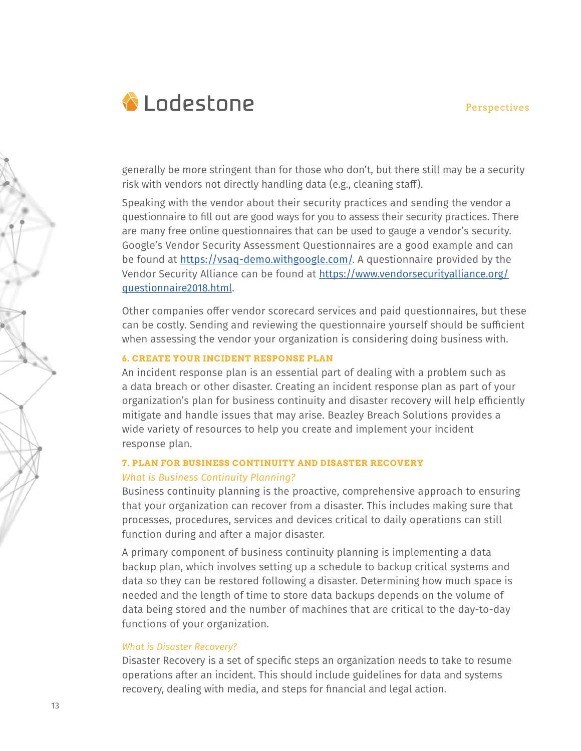generally be more stringent than for those who don't, but there still may be a security risk with vendors not directly handling data (e.g., cleaning staff).

Speaking with the vendor about their security practices and sending the vendor a questionnaire to fill out are good ways for you to assess their security practices. There are many free online questionnaires that can be used to gauge a vendor's security. Google's Vendor Security Assessment Questionnaires are a good example and can be found at [https://vsaq-demo.withgoogle.com/](https://vsaq-demo.withgoogle.com/). A questionnaire provided by the Vendor Security Alliance can be found at [https://www.vendorsecurityalliance.org/questionnaire2018.html](https://www.vendorsecurityalliance.org/questionnaire2018.html).

Other companies offer vendor scorecard services and paid questionnaires, but these can be costly. Sending and reviewing the questionnaire yourself should be sufficient when assessing the vendor your organization is considering doing business with.

### 6. CREATE YOUR INCIDENT RESPONSE PLAN

An incident response plan is an essential part of dealing with a problem such as a data breach or other disaster. Creating an incident response plan as part of your organization's plan for business continuity and disaster recovery will help efficiently mitigate and handle issues that may arise. Beazley Breach Solutions provides a wide variety of resources to help you create and implement your incident response plan.

### 7. PLAN FOR BUSINESS CONTINUITY AND DISASTER RECOVERY

*What is Business Continuity Planning?*

Business continuity planning is the proactive, comprehensive approach to ensuring that your organization can recover from a disaster. This includes making sure that processes, procedures, services and devices critical to daily operations can still function during and after a major disaster.

A primary component of business continuity planning is implementing a data backup plan, which involves setting up a schedule to backup critical systems and data so they can be restored following a disaster. Determining how much space is needed and the length of time to store data backups depends on the volume of data being stored and the number of machines that are critical to the day-to-day functions of your organization.

*What is Disaster Recovery?*

Disaster Recovery is a set of specific steps an organization needs to take to resume operations after an incident. This should include guidelines for data and systems recovery, dealing with media, and steps for financial and legal action.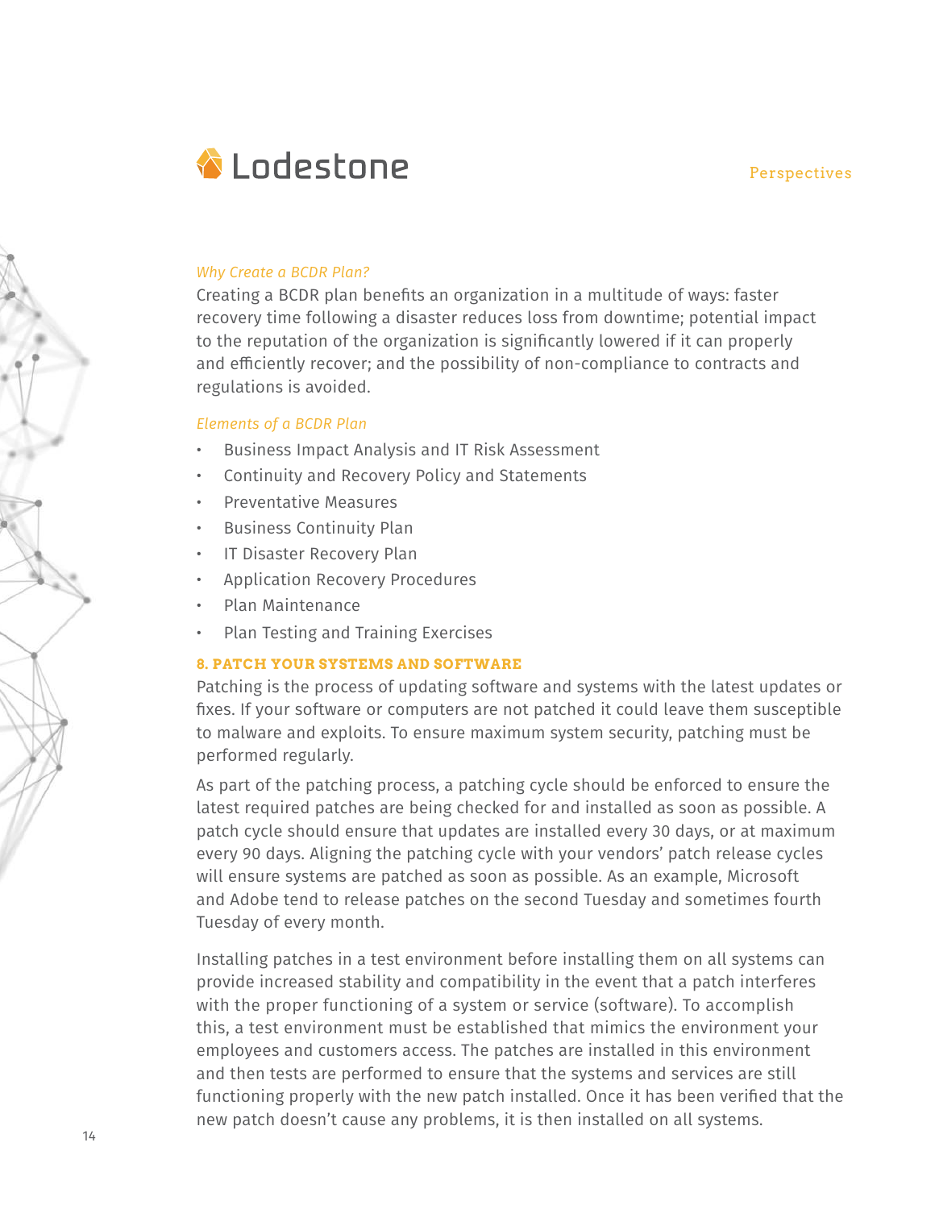*Why Create a BCDR Plan?*

Creating a BCDR plan benefits an organization in a multitude of ways: faster recovery time following a disaster reduces loss from downtime; potential impact to the reputation of the organization is significantly lowered if it can properly and efficiently recover; and the possibility of non-compliance to contracts and regulations is avoided.

*Elements of a BCDR Plan*

- Business Impact Analysis and IT Risk Assessment
- Continuity and Recovery Policy and Statements
- Preventative Measures
- Business Continuity Plan
- IT Disaster Recovery Plan
- Application Recovery Procedures
- Plan Maintenance
- Plan Testing and Training Exercises

## 8. PATCH YOUR SYSTEMS AND SOFTWARE

Patching is the process of updating software and systems with the latest updates or fixes. If your software or computers are not patched it could leave them susceptible to malware and exploits. To ensure maximum system security, patching must be performed regularly.

As part of the patching process, a patching cycle should be enforced to ensure the latest required patches are being checked for and installed as soon as possible. A patch cycle should ensure that updates are installed every 30 days, or at maximum every 90 days. Aligning the patching cycle with your vendors' patch release cycles will ensure systems are patched as soon as possible. As an example, Microsoft and Adobe tend to release patches on the second Tuesday and sometimes fourth Tuesday of every month.

Installing patches in a test environment before installing them on all systems can provide increased stability and compatibility in the event that a patch interferes with the proper functioning of a system or service (software). To accomplish this, a test environment must be established that mimics the environment your employees and customers access. The patches are installed in this environment and then tests are performed to ensure that the systems and services are still functioning properly with the new patch installed. Once it has been verified that the new patch doesn't cause any problems, it is then installed on all systems.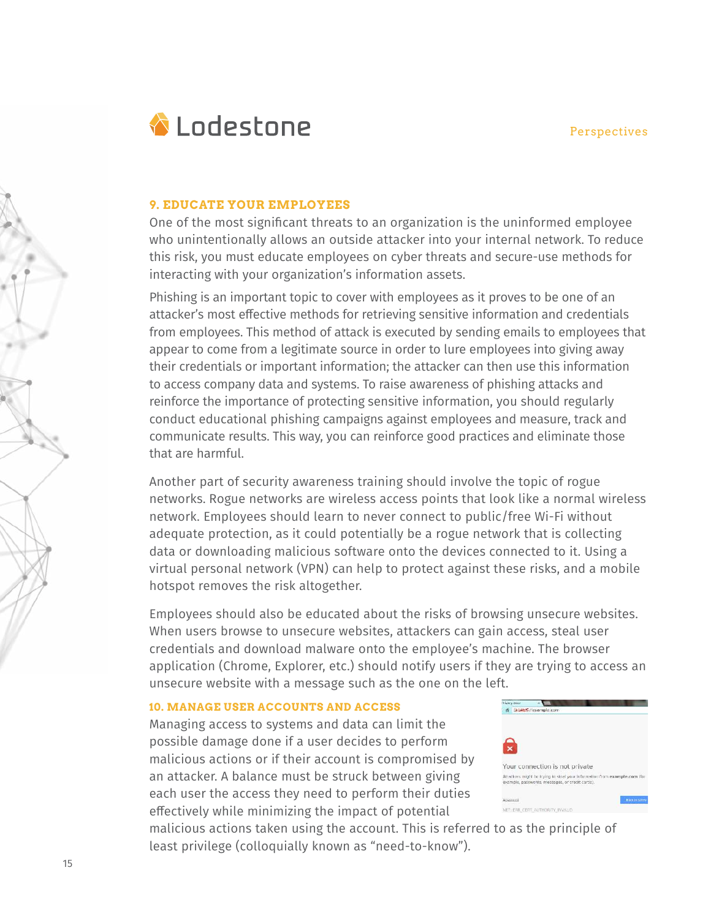## 9. EDUCATE YOUR EMPLOYEES

One of the most significant threats to an organization is the uninformed employee who unintentionally allows an outside attacker into your internal network. To reduce this risk, you must educate employees on cyber threats and secure-use methods for interacting with your organization's information assets.

Phishing is an important topic to cover with employees as it proves to be one of an attacker's most effective methods for retrieving sensitive information and credentials from employees. This method of attack is executed by sending emails to employees that appear to come from a legitimate source in order to lure employees into giving away their credentials or important information; the attacker can then use this information to access company data and systems. To raise awareness of phishing attacks and reinforce the importance of protecting sensitive information, you should regularly conduct educational phishing campaigns against employees and measure, track and communicate results. This way, you can reinforce good practices and eliminate those that are harmful.

Another part of security awareness training should involve the topic of rogue networks. Rogue networks are wireless access points that look like a normal wireless network. Employees should learn to never connect to public/free Wi-Fi without adequate protection, as it could potentially be a rogue network that is collecting data or downloading malicious software onto the devices connected to it. Using a virtual personal network (VPN) can help to protect against these risks, and a mobile hotspot removes the risk altogether.

Employees should also be educated about the risks of browsing unsecure websites. When users browse to unsecure websites, attackers can gain access, steal user credentials and download malware onto the employee's machine. The browser application (Chrome, Explorer, etc.) should notify users if they are trying to access an unsecure website with a message such as the one on the left.

## 10. MANAGE USER ACCOUNTS AND ACCESS

Managing access to systems and data can limit the possible damage done if a user decides to perform malicious actions or if their account is compromised by an attacker. A balance must be struck between giving each user the access they need to perform their duties effectively while minimizing the impact of potential malicious actions taken using the account. This is referred to as the principle of least privilege (colloquially known as "need-to-know").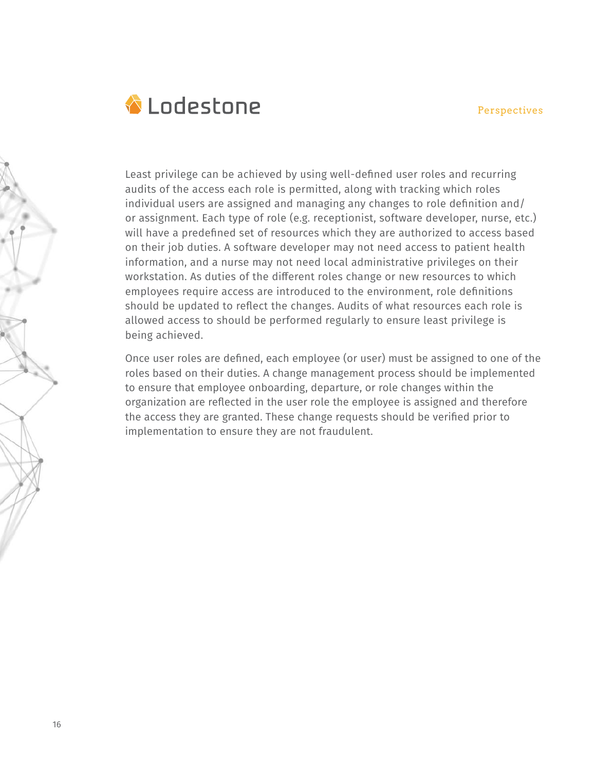Least privilege can be achieved by using well-defined user roles and recurring audits of the access each role is permitted, along with tracking which roles individual users are assigned and managing any changes to role definition and/or assignment. Each type of role (e.g. receptionist, software developer, nurse, etc.) will have a predefined set of resources which they are authorized to access based on their job duties. A software developer may not need access to patient health information, and a nurse may not need local administrative privileges on their workstation. As duties of the different roles change or new resources to which employees require access are introduced to the environment, role definitions should be updated to reflect the changes. Audits of what resources each role is allowed access to should be performed regularly to ensure least privilege is being achieved.

Once user roles are defined, each employee (or user) must be assigned to one of the roles based on their duties. A change management process should be implemented to ensure that employee onboarding, departure, or role changes within the organization are reflected in the user role the employee is assigned and therefore the access they are granted. These change requests should be verified prior to implementation to ensure they are not fraudulent.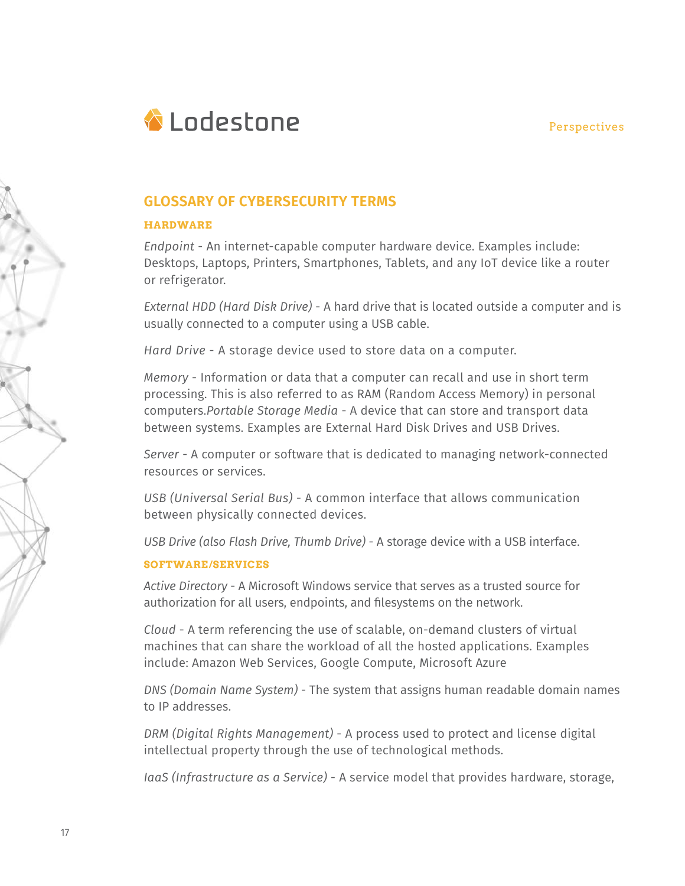## GLOSSARY OF CYBERSECURITY TERMS

### HARDWARE

*Endpoint* - An internet-capable computer hardware device. Examples include: Desktops, Laptops, Printers, Smartphones, Tablets, and any IoT device like a router or refrigerator.

*External HDD (Hard Disk Drive)* - A hard drive that is located outside a computer and is usually connected to a computer using a USB cable.

*Hard Drive* - A storage device used to store data on a computer.

*Memory* - Information or data that a computer can recall and use in short term processing. This is also referred to as RAM (Random Access Memory) in personal computers.*Portable Storage Media* - A device that can store and transport data between systems. Examples are External Hard Disk Drives and USB Drives.

*Server* - A computer or software that is dedicated to managing network-connected resources or services.

*USB (Universal Serial Bus)* - A common interface that allows communication between physically connected devices.

*USB Drive (also Flash Drive, Thumb Drive)* - A storage device with a USB interface.

### SOFTWARE/SERVICES

*Active Directory* - A Microsoft Windows service that serves as a trusted source for authorization for all users, endpoints, and filesystems on the network.

*Cloud* - A term referencing the use of scalable, on-demand clusters of virtual machines that can share the workload of all the hosted applications. Examples include: Amazon Web Services, Google Compute, Microsoft Azure

*DNS (Domain Name System)* - The system that assigns human readable domain names to IP addresses.

*DRM (Digital Rights Management)* - A process used to protect and license digital intellectual property through the use of technological methods.

*IaaS (Infrastructure as a Service)* - A service model that provides hardware, storage,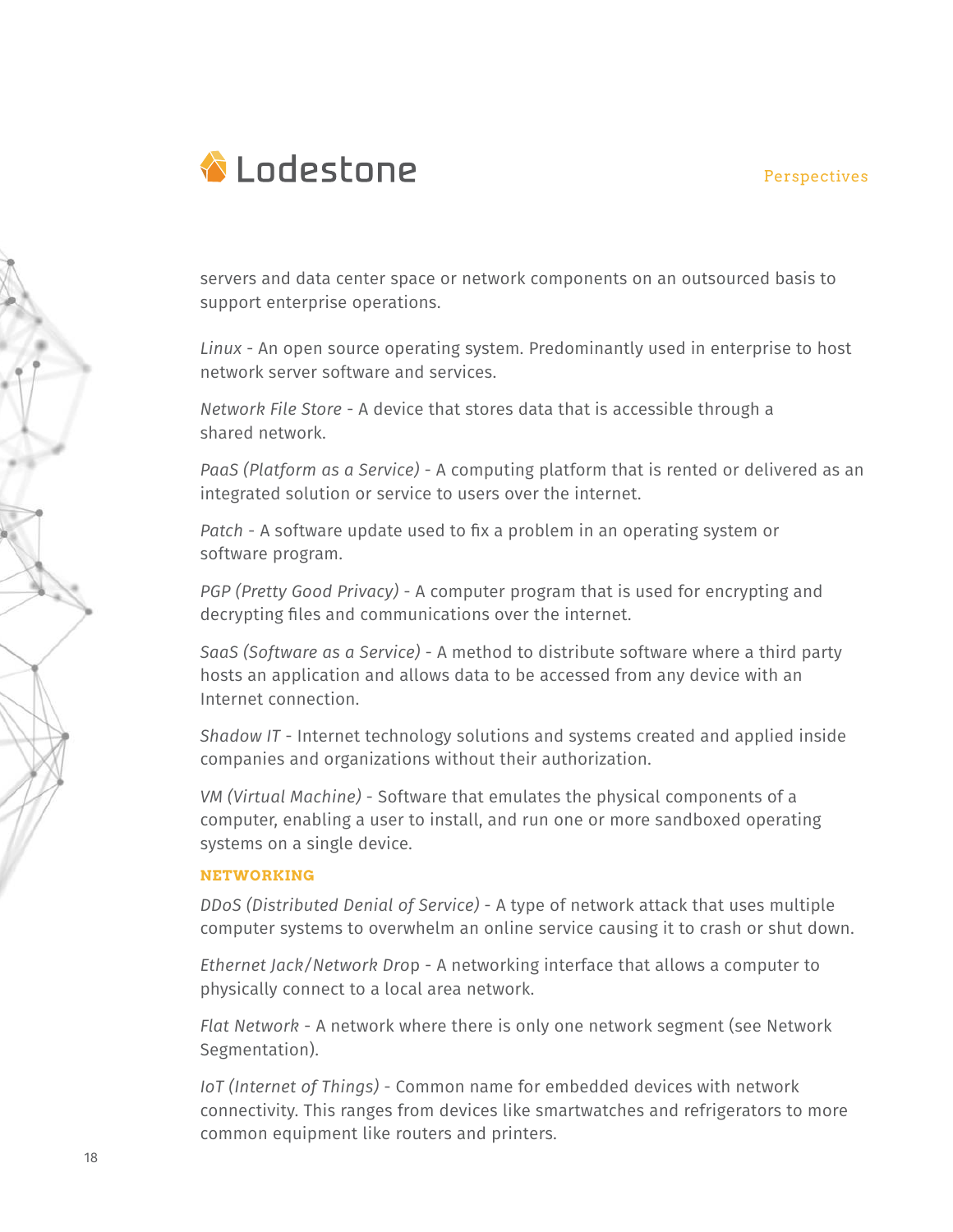servers and data center space or network components on an outsourced basis to support enterprise operations.

*Linux* - An open source operating system. Predominantly used in enterprise to host network server software and services.

*Network File Store* - A device that stores data that is accessible through a shared network.

*PaaS (Platform as a Service)* - A computing platform that is rented or delivered as an integrated solution or service to users over the internet.

*Patch* - A software update used to fix a problem in an operating system or software program.

*PGP (Pretty Good Privacy)* - A computer program that is used for encrypting and decrypting files and communications over the internet.

*SaaS (Software as a Service)* - A method to distribute software where a third party hosts an application and allows data to be accessed from any device with an Internet connection.

*Shadow IT* - Internet technology solutions and systems created and applied inside companies and organizations without their authorization.

*VM (Virtual Machine)* - Software that emulates the physical components of a computer, enabling a user to install, and run one or more sandboxed operating systems on a single device.

### NETWORKING

*DDoS (Distributed Denial of Service)* - A type of network attack that uses multiple computer systems to overwhelm an online service causing it to crash or shut down.

*Ethernet Jack/Network Drop* - A networking interface that allows a computer to physically connect to a local area network.

*Flat Network* - A network where there is only one network segment (see Network Segmentation).

*IoT (Internet of Things)* - Common name for embedded devices with network connectivity. This ranges from devices like smartwatches and refrigerators to more common equipment like routers and printers.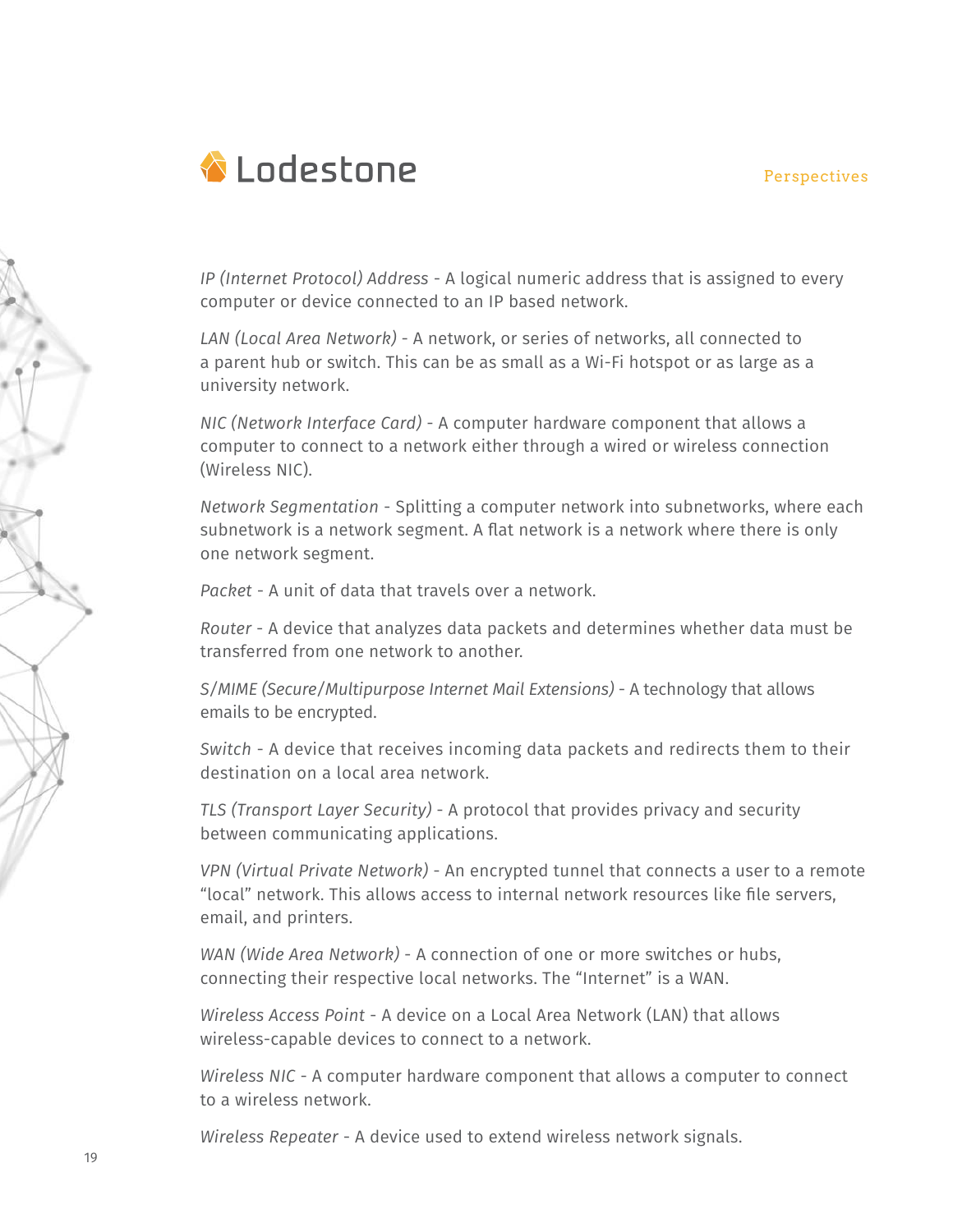*IP (Internet Protocol) Address* - A logical numeric address that is assigned to every computer or device connected to an IP based network.

*LAN (Local Area Network)* - A network, or series of networks, all connected to a parent hub or switch. This can be as small as a Wi-Fi hotspot or as large as a university network.

*NIC (Network Interface Card)* - A computer hardware component that allows a computer to connect to a network either through a wired or wireless connection (Wireless NIC).

*Network Segmentation* - Splitting a computer network into subnetworks, where each subnetwork is a network segment. A flat network is a network where there is only one network segment.

*Packet* - A unit of data that travels over a network.

*Router* - A device that analyzes data packets and determines whether data must be transferred from one network to another.

*S/MIME (Secure/Multipurpose Internet Mail Extensions)* - A technology that allows emails to be encrypted.

*Switch* - A device that receives incoming data packets and redirects them to their destination on a local area network.

*TLS (Transport Layer Security)* - A protocol that provides privacy and security between communicating applications.

*VPN (Virtual Private Network)* - An encrypted tunnel that connects a user to a remote "local" network. This allows access to internal network resources like file servers, email, and printers.

*WAN (Wide Area Network)* - A connection of one or more switches or hubs, connecting their respective local networks. The "Internet" is a WAN.

*Wireless Access Point* - A device on a Local Area Network (LAN) that allows wireless-capable devices to connect to a network.

*Wireless NIC* - A computer hardware component that allows a computer to connect to a wireless network.

*Wireless Repeater* - A device used to extend wireless network signals.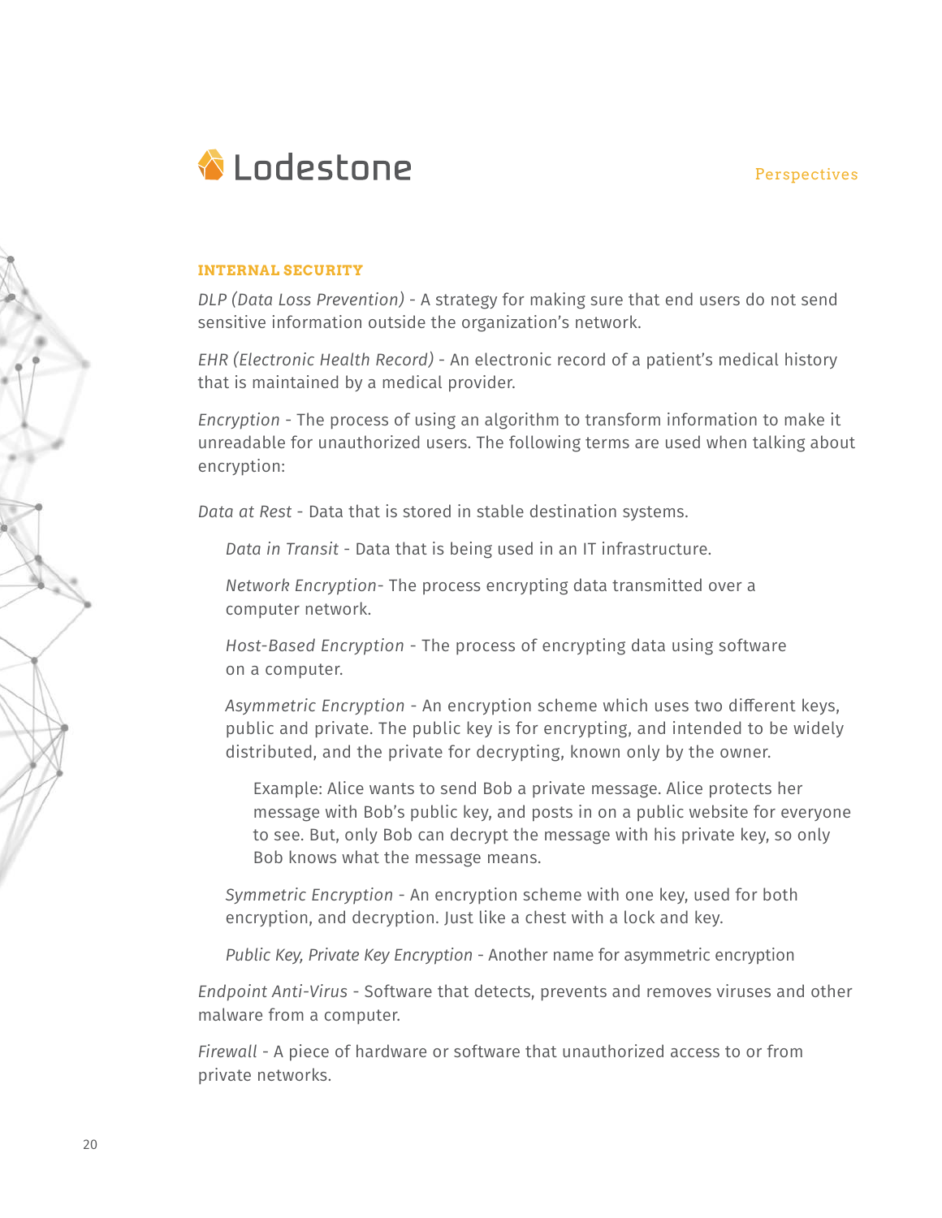### INTERNAL SECURITY

*DLP (Data Loss Prevention)* - A strategy for making sure that end users do not send sensitive information outside the organization's network.

*EHR (Electronic Health Record)* - An electronic record of a patient's medical history that is maintained by a medical provider.

*Encryption* - The process of using an algorithm to transform information to make it unreadable for unauthorized users. The following terms are used when talking about encryption:

*Data at Rest* - Data that is stored in stable destination systems.

> *Data in Transit* - Data that is being used in an IT infrastructure.
>
> *Network Encryption*- The process encrypting data transmitted over a computer network.
>
> *Host-Based Encryption* - The process of encrypting data using software on a computer.
>
> *Asymmetric Encryption* - An encryption scheme which uses two different keys, public and private. The public key is for encrypting, and intended to be widely distributed, and the private for decrypting, known only by the owner.
>
> > Example: Alice wants to send Bob a private message. Alice protects her message with Bob's public key, and posts in on a public website for everyone to see. But, only Bob can decrypt the message with his private key, so only Bob knows what the message means.
>
> *Symmetric Encryption* - An encryption scheme with one key, used for both encryption, and decryption. Just like a chest with a lock and key.
>
> *Public Key, Private Key Encryption* - Another name for asymmetric encryption

*Endpoint Anti-Virus* - Software that detects, prevents and removes viruses and other malware from a computer.

*Firewall* - A piece of hardware or software that unauthorized access to or from private networks.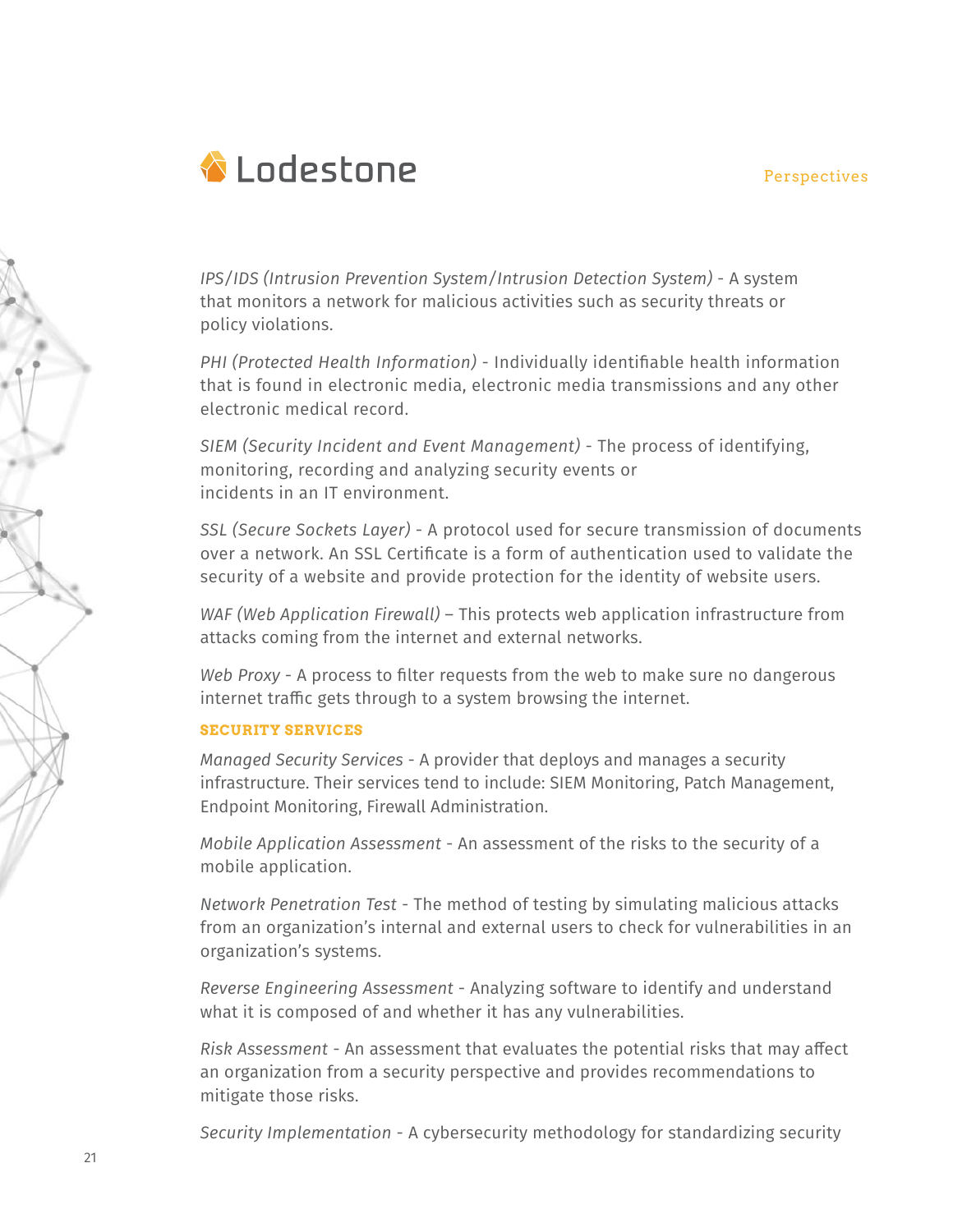*IPS/IDS (Intrusion Prevention System/Intrusion Detection System)* - A system that monitors a network for malicious activities such as security threats or policy violations.

*PHI (Protected Health Information)* - Individually identifiable health information that is found in electronic media, electronic media transmissions and any other electronic medical record.

*SIEM (Security Incident and Event Management)* - The process of identifying, monitoring, recording and analyzing security events or incidents in an IT environment.

*SSL (Secure Sockets Layer)* - A protocol used for secure transmission of documents over a network. An SSL Certificate is a form of authentication used to validate the security of a website and provide protection for the identity of website users.

*WAF (Web Application Firewall)* – This protects web application infrastructure from attacks coming from the internet and external networks.

*Web Proxy* - A process to filter requests from the web to make sure no dangerous internet traffic gets through to a system browsing the internet.

### SECURITY SERVICES

*Managed Security Services* - A provider that deploys and manages a security infrastructure. Their services tend to include: SIEM Monitoring, Patch Management, Endpoint Monitoring, Firewall Administration.

*Mobile Application Assessment* - An assessment of the risks to the security of a mobile application.

*Network Penetration Test* - The method of testing by simulating malicious attacks from an organization's internal and external users to check for vulnerabilities in an organization's systems.

*Reverse Engineering Assessment* - Analyzing software to identify and understand what it is composed of and whether it has any vulnerabilities.

*Risk Assessment* - An assessment that evaluates the potential risks that may affect an organization from a security perspective and provides recommendations to mitigate those risks.

*Security Implementation* - A cybersecurity methodology for standardizing security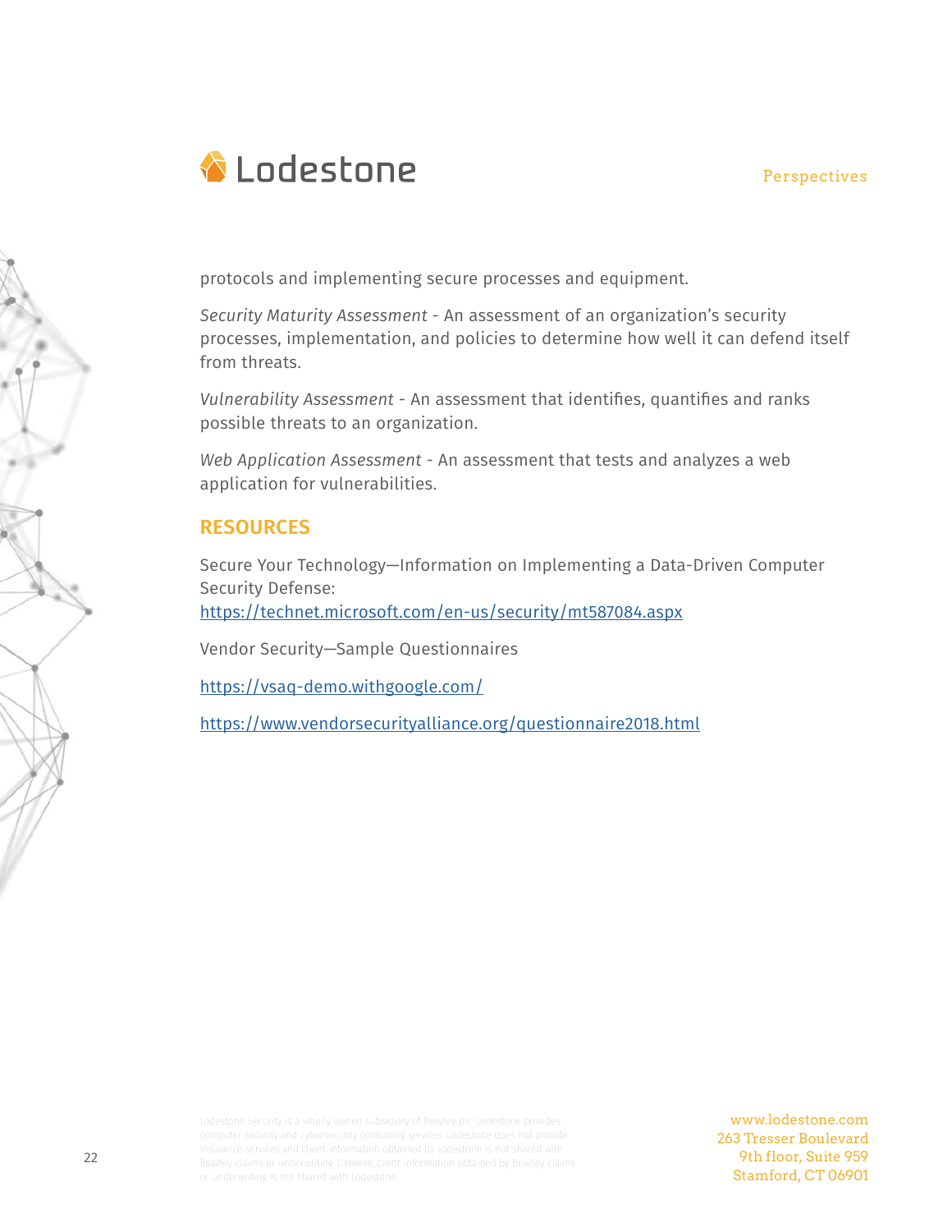protocols and implementing secure processes and equipment.

*Security Maturity Assessment* - An assessment of an organization's security processes, implementation, and policies to determine how well it can defend itself from threats.

*Vulnerability Assessment* - An assessment that identifies, quantifies and ranks possible threats to an organization.

*Web Application Assessment* - An assessment that tests and analyzes a web application for vulnerabilities.

## RESOURCES

Secure Your Technology—Information on Implementing a Data-Driven Computer Security Defense:
https://technet.microsoft.com/en-us/security/mt587084.aspx

Vendor Security—Sample Questionnaires

https://vsaq-demo.withgoogle.com/

https://www.vendorsecurityalliance.org/questionnaire2018.html

Lodestone Security is a wholly owned subsidiary of Beazley plc. Lodestone provides computer security and cybersecurity consulting services. Lodestone does not provide insurance services and client information obtained by Lodestone is not shared with Beazley claims or underwriting. Likewise, client information obtained by Beazley claims or underwriting is not shared with Lodestone.

www.lodestone.com
263 Tresser Boulevard
9th floor, Suite 959
Stamford, CT 06901